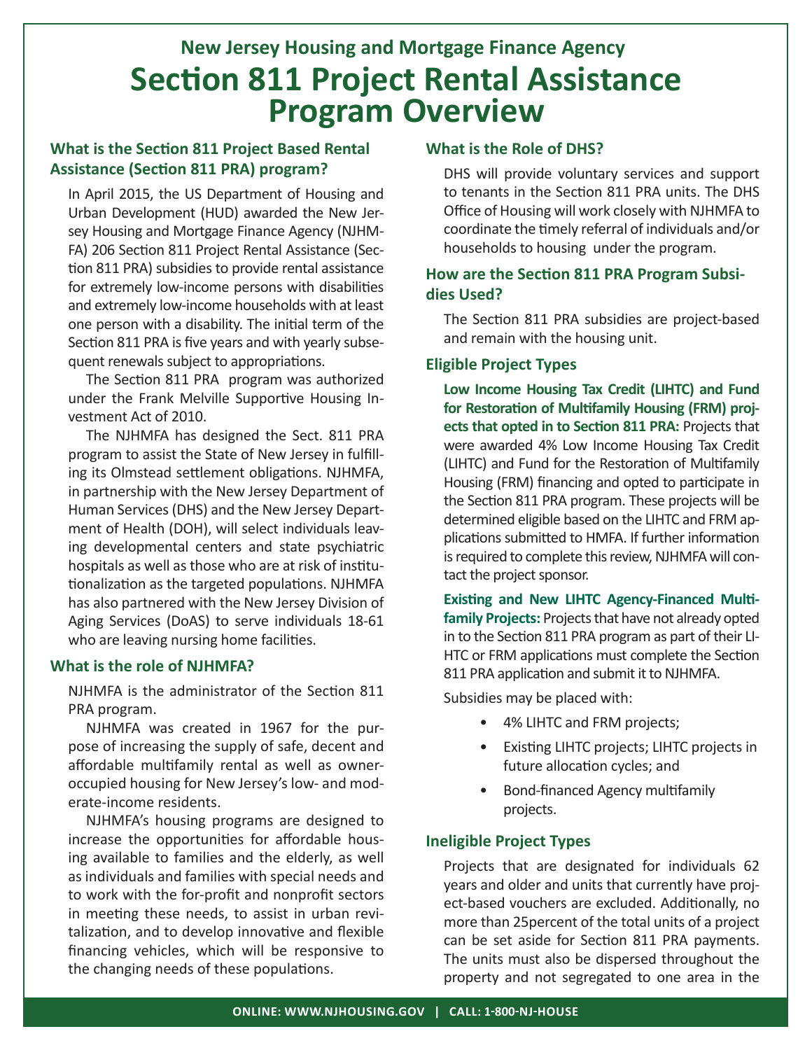## New Jersey Housing and Mortgage Finance Agency

# Section 811 Project Rental Assistance Program Overview

### What is the Section 811 Project Based Rental Assistance (Section 811 PRA) program?

In April 2015, the US Department of Housing and Urban Development (HUD) awarded the New Jersey Housing and Mortgage Finance Agency (NJHMFA) 206 Section 811 Project Rental Assistance (Section 811 PRA) subsidies to provide rental assistance for extremely low-income persons with disabilities and extremely low-income households with at least one person with a disability. The initial term of the Section 811 PRA is five years and with yearly subsequent renewals subject to appropriations.

The Section 811 PRA program was authorized under the Frank Melville Supportive Housing Investment Act of 2010.

The NJHMFA has designed the Sect. 811 PRA program to assist the State of New Jersey in fulfilling its Olmstead settlement obligations. NJHMFA, in partnership with the New Jersey Department of Human Services (DHS) and the New Jersey Department of Health (DOH), will select individuals leaving developmental centers and state psychiatric hospitals as well as those who are at risk of institutionalization as the targeted populations. NJHMFA has also partnered with the New Jersey Division of Aging Services (DoAS) to serve individuals 18-61 who are leaving nursing home facilities.

### What is the role of NJHMFA?

NJHMFA is the administrator of the Section 811 PRA program.

NJHMFA was created in 1967 for the purpose of increasing the supply of safe, decent and affordable multifamily rental as well as owner-occupied housing for New Jersey's low- and moderate-income residents.

NJHMFA's housing programs are designed to increase the opportunities for affordable housing available to families and the elderly, as well as individuals and families with special needs and to work with the for-profit and nonprofit sectors in meeting these needs, to assist in urban revitalization, and to develop innovative and flexible financing vehicles, which will be responsive to the changing needs of these populations.

### What is the Role of DHS?

DHS will provide voluntary services and support to tenants in the Section 811 PRA units. The DHS Office of Housing will work closely with NJHMFA to coordinate the timely referral of individuals and/or households to housing under the program.

### How are the Section 811 PRA Program Subsidies Used?

The Section 811 PRA subsidies are project-based and remain with the housing unit.

### Eligible Project Types

**Low Income Housing Tax Credit (LIHTC) and Fund for Restoration of Multifamily Housing (FRM) projects that opted in to Section 811 PRA:** Projects that were awarded 4% Low Income Housing Tax Credit (LIHTC) and Fund for the Restoration of Multifamily Housing (FRM) financing and opted to participate in the Section 811 PRA program. These projects will be determined eligible based on the LIHTC and FRM applications submitted to HMFA. If further information is required to complete this review, NJHMFA will contact the project sponsor.

**Existing and New LIHTC Agency-Financed Multifamily Projects:** Projects that have not already opted in to the Section 811 PRA program as part of their LIHTC or FRM applications must complete the Section 811 PRA application and submit it to NJHMFA.

Subsidies may be placed with:

- 4% LIHTC and FRM projects;
- Existing LIHTC projects; LIHTC projects in future allocation cycles; and
- Bond-financed Agency multifamily projects.

### Ineligible Project Types

Projects that are designated for individuals 62 years and older and units that currently have project-based vouchers are excluded. Additionally, no more than 25percent of the total units of a project can be set aside for Section 811 PRA payments. The units must also be dispersed throughout the property and not segregated to one area in the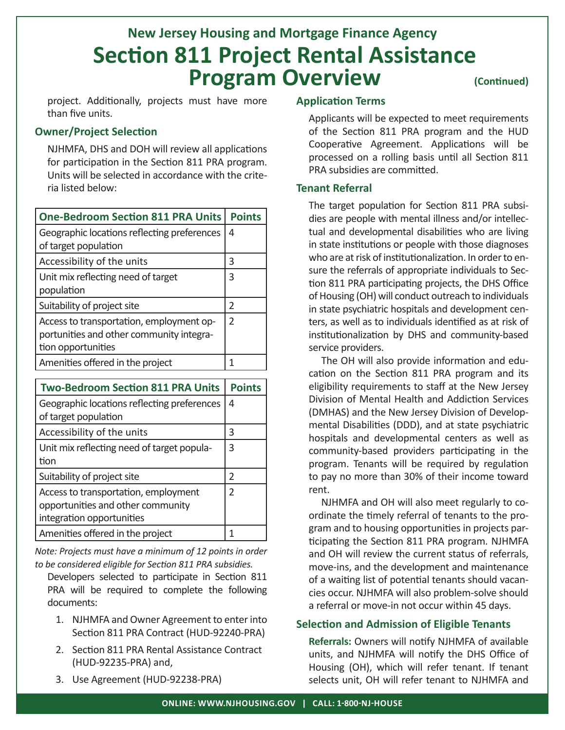# New Jersey Housing and Mortgage Finance Agency
# Section 811 Project Rental Assistance Program Overview (Continued)

project. Additionally, projects must have more than five units.

## Owner/Project Selection

NJHMFA, DHS and DOH will review all applications for participation in the Section 811 PRA program. Units will be selected in accordance with the criteria listed below:

| One-Bedroom Section 811 PRA Units | Points |
|---|---|
| Geographic locations reflecting preferences of target population | 4 |
| Accessibility of the units | 3 |
| Unit mix reflecting need of target population | 3 |
| Suitability of project site | 2 |
| Access to transportation, employment opportunities and other community integration opportunities | 2 |
| Amenities offered in the project | 1 |

| Two-Bedroom Section 811 PRA Units | Points |
|---|---|
| Geographic locations reflecting preferences of target population | 4 |
| Accessibility of the units | 3 |
| Unit mix reflecting need of target population | 3 |
| Suitability of project site | 2 |
| Access to transportation, employment opportunities and other community integration opportunities | 2 |
| Amenities offered in the project | 1 |

*Note: Projects must have a minimum of 12 points in order to be considered eligible for Section 811 PRA subsidies.*

Developers selected to participate in Section 811 PRA will be required to complete the following documents:

1. NJHMFA and Owner Agreement to enter into Section 811 PRA Contract (HUD-92240-PRA)
2. Section 811 PRA Rental Assistance Contract (HUD-92235-PRA) and,
3. Use Agreement (HUD-92238-PRA)

## Application Terms

Applicants will be expected to meet requirements of the Section 811 PRA program and the HUD Cooperative Agreement. Applications will be processed on a rolling basis until all Section 811 PRA subsidies are committed.

## Tenant Referral

The target population for Section 811 PRA subsidies are people with mental illness and/or intellectual and developmental disabilities who are living in state institutions or people with those diagnoses who are at risk of institutionalization. In order to ensure the referrals of appropriate individuals to Section 811 PRA participating projects, the DHS Office of Housing (OH) will conduct outreach to individuals in state psychiatric hospitals and development centers, as well as to individuals identified as at risk of institutionalization by DHS and community-based service providers.

The OH will also provide information and education on the Section 811 PRA program and its eligibility requirements to staff at the New Jersey Division of Mental Health and Addiction Services (DMHAS) and the New Jersey Division of Developmental Disabilities (DDD), and at state psychiatric hospitals and developmental centers as well as community-based providers participating in the program. Tenants will be required by regulation to pay no more than 30% of their income toward rent.

NJHMFA and OH will also meet regularly to coordinate the timely referral of tenants to the program and to housing opportunities in projects participating the Section 811 PRA program. NJHMFA and OH will review the current status of referrals, move-ins, and the development and maintenance of a waiting list of potential tenants should vacancies occur. NJHMFA will also problem-solve should a referral or move-in not occur within 45 days.

## Selection and Admission of Eligible Tenants

**Referrals:** Owners will notify NJHMFA of available units, and NJHMFA will notify the DHS Office of Housing (OH), which will refer tenant. If tenant selects unit, OH will refer tenant to NJHMFA and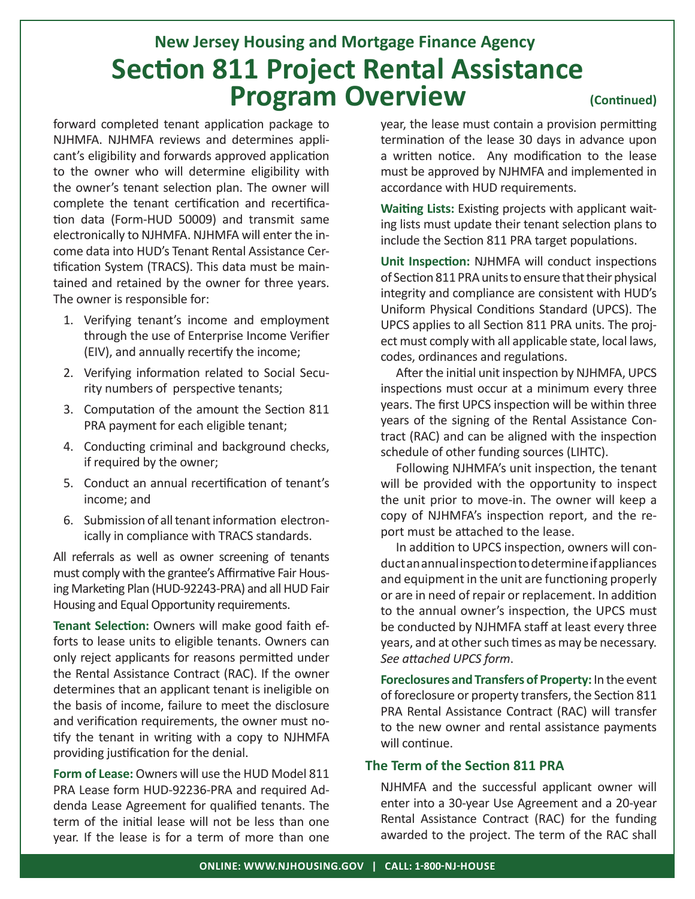# New Jersey Housing and Mortgage Finance Agency
# Section 811 Project Rental Assistance Program Overview (Continued)

forward completed tenant application package to NJHMFA. NJHMFA reviews and determines applicant's eligibility and forwards approved application to the owner who will determine eligibility with the owner's tenant selection plan. The owner will complete the tenant certification and recertification data (Form-HUD 50009) and transmit same electronically to NJHMFA. NJHMFA will enter the income data into HUD's Tenant Rental Assistance Certification System (TRACS). This data must be maintained and retained by the owner for three years. The owner is responsible for:

1. Verifying tenant's income and employment through the use of Enterprise Income Verifier (EIV), and annually recertify the income;
2. Verifying information related to Social Security numbers of perspective tenants;
3. Computation of the amount the Section 811 PRA payment for each eligible tenant;
4. Conducting criminal and background checks, if required by the owner;
5. Conduct an annual recertification of tenant's income; and
6. Submission of all tenant information electronically in compliance with TRACS standards.

All referrals as well as owner screening of tenants must comply with the grantee's Affirmative Fair Housing Marketing Plan (HUD-92243-PRA) and all HUD Fair Housing and Equal Opportunity requirements.

**Tenant Selection:** Owners will make good faith efforts to lease units to eligible tenants. Owners can only reject applicants for reasons permitted under the Rental Assistance Contract (RAC). If the owner determines that an applicant tenant is ineligible on the basis of income, failure to meet the disclosure and verification requirements, the owner must notify the tenant in writing with a copy to NJHMFA providing justification for the denial.

**Form of Lease:** Owners will use the HUD Model 811 PRA Lease form HUD-92236-PRA and required Addenda Lease Agreement for qualified tenants. The term of the initial lease will not be less than one year. If the lease is for a term of more than one year, the lease must contain a provision permitting termination of the lease 30 days in advance upon a written notice. Any modification to the lease must be approved by NJHMFA and implemented in accordance with HUD requirements.

**Waiting Lists:** Existing projects with applicant waiting lists must update their tenant selection plans to include the Section 811 PRA target populations.

**Unit Inspection:** NJHMFA will conduct inspections of Section 811 PRA units to ensure that their physical integrity and compliance are consistent with HUD's Uniform Physical Conditions Standard (UPCS). The UPCS applies to all Section 811 PRA units. The project must comply with all applicable state, local laws, codes, ordinances and regulations.

After the initial unit inspection by NJHMFA, UPCS inspections must occur at a minimum every three years. The first UPCS inspection will be within three years of the signing of the Rental Assistance Contract (RAC) and can be aligned with the inspection schedule of other funding sources (LIHTC).

Following NJHMFA's unit inspection, the tenant will be provided with the opportunity to inspect the unit prior to move-in. The owner will keep a copy of NJHMFA's inspection report, and the report must be attached to the lease.

In addition to UPCS inspection, owners will conduct an annual inspection to determine if appliances and equipment in the unit are functioning properly or are in need of repair or replacement. In addition to the annual owner's inspection, the UPCS must be conducted by NJHMFA staff at least every three years, and at other such times as may be necessary. *See attached UPCS form*.

**Foreclosures and Transfers of Property:** In the event of foreclosure or property transfers, the Section 811 PRA Rental Assistance Contract (RAC) will transfer to the new owner and rental assistance payments will continue.

## The Term of the Section 811 PRA

NJHMFA and the successful applicant owner will enter into a 30-year Use Agreement and a 20-year Rental Assistance Contract (RAC) for the funding awarded to the project. The term of the RAC shall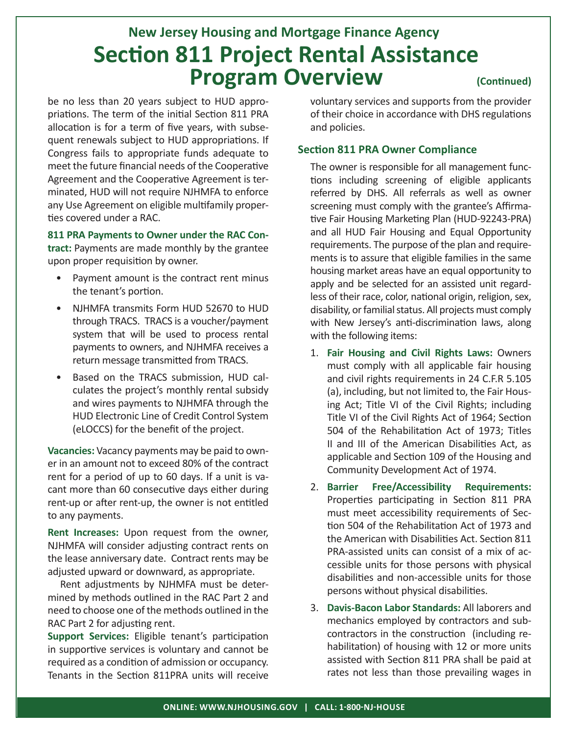be no less than 20 years subject to HUD appropriations. The term of the initial Section 811 PRA allocation is for a term of five years, with subsequent renewals subject to HUD appropriations. If Congress fails to appropriate funds adequate to meet the future financial needs of the Cooperative Agreement and the Cooperative Agreement is terminated, HUD will not require NJHMFA to enforce any Use Agreement on eligible multifamily properties covered under a RAC.

**811 PRA Payments to Owner under the RAC Contract:** Payments are made monthly by the grantee upon proper requisition by owner.

- Payment amount is the contract rent minus the tenant's portion.
- NJHMFA transmits Form HUD 52670 to HUD through TRACS. TRACS is a voucher/payment system that will be used to process rental payments to owners, and NJHMFA receives a return message transmitted from TRACS.
- Based on the TRACS submission, HUD calculates the project's monthly rental subsidy and wires payments to NJHMFA through the HUD Electronic Line of Credit Control System (eLOCCS) for the benefit of the project.

**Vacancies:** Vacancy payments may be paid to owner in an amount not to exceed 80% of the contract rent for a period of up to 60 days. If a unit is vacant more than 60 consecutive days either during rent-up or after rent-up, the owner is not entitled to any payments.

**Rent Increases:** Upon request from the owner, NJHMFA will consider adjusting contract rents on the lease anniversary date. Contract rents may be adjusted upward or downward, as appropriate.

Rent adjustments by NJHMFA must be determined by methods outlined in the RAC Part 2 and need to choose one of the methods outlined in the RAC Part 2 for adjusting rent.

**Support Services:** Eligible tenant's participation in supportive services is voluntary and cannot be required as a condition of admission or occupancy. Tenants in the Section 811PRA units will receive voluntary services and supports from the provider of their choice in accordance with DHS regulations and policies.

## Section 811 PRA Owner Compliance

The owner is responsible for all management functions including screening of eligible applicants referred by DHS. All referrals as well as owner screening must comply with the grantee's Affirmative Fair Housing Marketing Plan (HUD-92243-PRA) and all HUD Fair Housing and Equal Opportunity requirements. The purpose of the plan and requirements is to assure that eligible families in the same housing market areas have an equal opportunity to apply and be selected for an assisted unit regardless of their race, color, national origin, religion, sex, disability, or familial status. All projects must comply with New Jersey's anti-discrimination laws, along with the following items:

1. **Fair Housing and Civil Rights Laws:** Owners must comply with all applicable fair housing and civil rights requirements in 24 C.F.R 5.105 (a), including, but not limited to, the Fair Housing Act; Title VI of the Civil Rights; including Title VI of the Civil Rights Act of 1964; Section 504 of the Rehabilitation Act of 1973; Titles II and III of the American Disabilities Act, as applicable and Section 109 of the Housing and Community Development Act of 1974.
2. **Barrier Free/Accessibility Requirements:** Properties participating in Section 811 PRA must meet accessibility requirements of Section 504 of the Rehabilitation Act of 1973 and the American with Disabilities Act. Section 811 PRA-assisted units can consist of a mix of accessible units for those persons with physical disabilities and non-accessible units for those persons without physical disabilities.
3. **Davis-Bacon Labor Standards:** All laborers and mechanics employed by contractors and subcontractors in the construction (including rehabilitation) of housing with 12 or more units assisted with Section 811 PRA shall be paid at rates not less than those prevailing wages in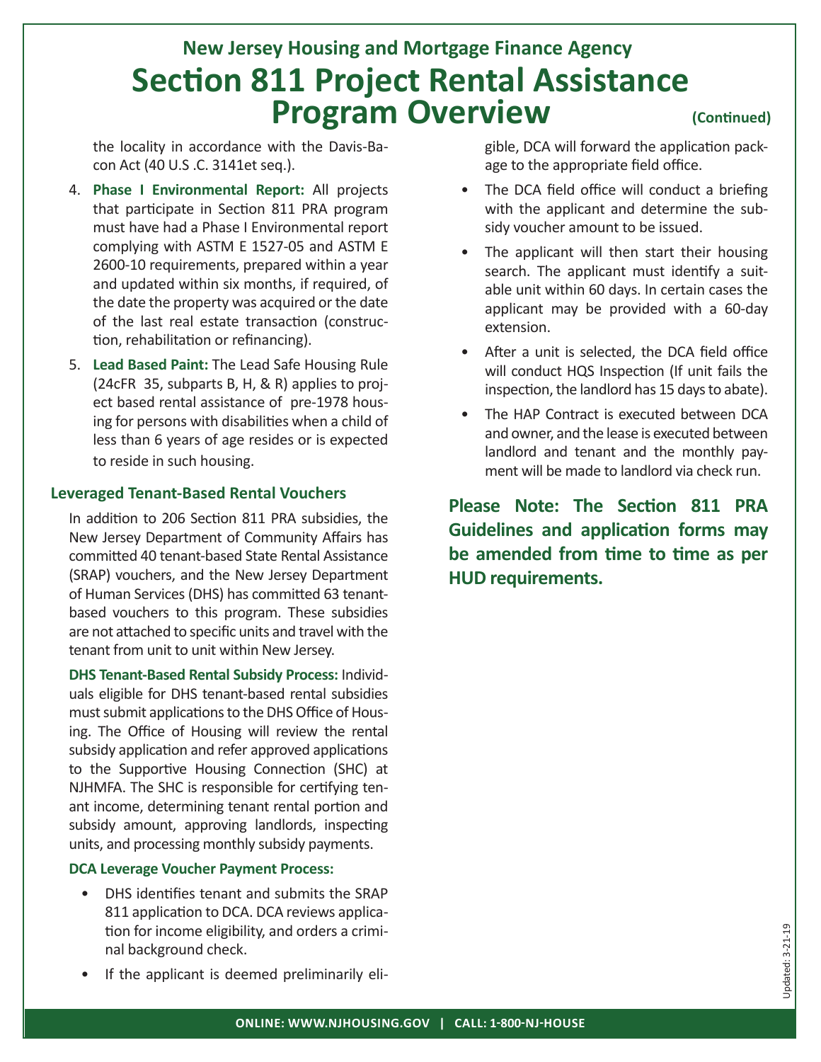# New Jersey Housing and Mortgage Finance Agency

# Section 811 Project Rental Assistance Program Overview

**(Continued)**

the locality in accordance with the Davis-Bacon Act (40 U.S .C. 3141et seq.).

4. **Phase I Environmental Report:** All projects that participate in Section 811 PRA program must have had a Phase I Environmental report complying with ASTM E 1527-05 and ASTM E 2600-10 requirements, prepared within a year and updated within six months, if required, of the date the property was acquired or the date of the last real estate transaction (construction, rehabilitation or refinancing).

5. **Lead Based Paint:** The Lead Safe Housing Rule (24cFR 35, subparts B, H, & R) applies to project based rental assistance of pre-1978 housing for persons with disabilities when a child of less than 6 years of age resides or is expected to reside in such housing.

## Leveraged Tenant-Based Rental Vouchers

In addition to 206 Section 811 PRA subsidies, the New Jersey Department of Community Affairs has committed 40 tenant-based State Rental Assistance (SRAP) vouchers, and the New Jersey Department of Human Services (DHS) has committed 63 tenant-based vouchers to this program. These subsidies are not attached to specific units and travel with the tenant from unit to unit within New Jersey.

**DHS Tenant-Based Rental Subsidy Process:** Individuals eligible for DHS tenant-based rental subsidies must submit applications to the DHS Office of Housing. The Office of Housing will review the rental subsidy application and refer approved applications to the Supportive Housing Connection (SHC) at NJHMFA. The SHC is responsible for certifying tenant income, determining tenant rental portion and subsidy amount, approving landlords, inspecting units, and processing monthly subsidy payments.

**DCA Leverage Voucher Payment Process:**

- DHS identifies tenant and submits the SRAP 811 application to DCA. DCA reviews application for income eligibility, and orders a criminal background check.
- If the applicant is deemed preliminarily eligible, DCA will forward the application package to the appropriate field office.
- The DCA field office will conduct a briefing with the applicant and determine the subsidy voucher amount to be issued.
- The applicant will then start their housing search. The applicant must identify a suitable unit within 60 days. In certain cases the applicant may be provided with a 60-day extension.
- After a unit is selected, the DCA field office will conduct HQS Inspection (If unit fails the inspection, the landlord has 15 days to abate).
- The HAP Contract is executed between DCA and owner, and the lease is executed between landlord and tenant and the monthly payment will be made to landlord via check run.

**Please Note: The Section 811 PRA Guidelines and application forms may be amended from time to time as per HUD requirements.**

Updated: 3-21-19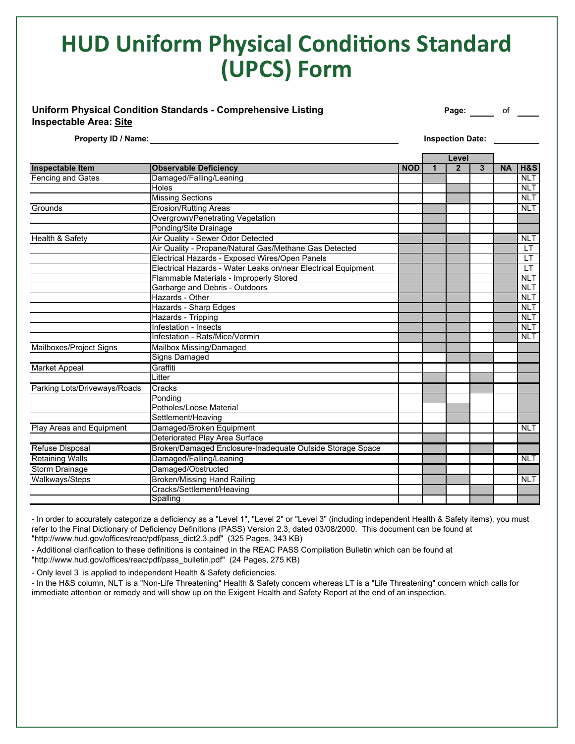# HUD Uniform Physical Conditions Standard (UPCS) Form

**Uniform Physical Condition Standards - Comprehensive Listing**

**Inspectable Area: Site**

**Page:** _____ of _____

**Property ID / Name:** ______________________________ **Inspection Date:** __________

| Inspectable Item | Observable Deficiency | NOD | Level 1 | Level 2 | Level 3 | NA | H&S |
|---|---|---|---|---|---|---|---|
| Fencing and Gates | Damaged/Falling/Leaning | | | | | | NLT |
| | Holes | | | | | | NLT |
| | Missing Sections | | | | | | NLT |
| Grounds | Erosion/Rutting Areas | | | | | | NLT |
| | Overgrown/Penetrating Vegetation | | | | | | |
| | Ponding/Site Drainage | | | | | | |
| Health & Safety | Air Quality - Sewer Odor Detected | | | | | | NLT |
| | Air Quality - Propane/Natural Gas/Methane Gas Detected | | | | | | LT |
| | Electrical Hazards - Exposed Wires/Open Panels | | | | | | LT |
| | Electrical Hazards - Water Leaks on/near Electrical Equipment | | | | | | LT |
| | Flammable Materials - Improperly Stored | | | | | | NLT |
| | Garbage and Debris - Outdoors | | | | | | NLT |
| | Hazards - Other | | | | | | NLT |
| | Hazards - Sharp Edges | | | | | | NLT |
| | Hazards - Tripping | | | | | | NLT |
| | Infestation - Insects | | | | | | NLT |
| | Infestation - Rats/Mice/Vermin | | | | | | NLT |
| Mailboxes/Project Signs | Mailbox Missing/Damaged | | | | | | |
| | Signs Damaged | | | | | | |
| Market Appeal | Graffiti | | | | | | |
| | Litter | | | | | | |
| Parking Lots/Driveways/Roads | Cracks | | | | | | |
| | Ponding | | | | | | |
| | Potholes/Loose Material | | | | | | |
| | Settlement/Heaving | | | | | | |
| Play Areas and Equipment | Damaged/Broken Equipment | | | | | | NLT |
| | Deteriorated Play Area Surface | | | | | | |
| Refuse Disposal | Broken/Damaged Enclosure-Inadequate Outside Storage Space | | | | | | |
| Retaining Walls | Damaged/Falling/Leaning | | | | | | NLT |
| Storm Drainage | Damaged/Obstructed | | | | | | |
| Walkways/Steps | Broken/Missing Hand Railing | | | | | | NLT |
| | Cracks/Settlement/Heaving | | | | | | |
| | Spalling | | | | | | |

- In order to accurately categorize a deficiency as a "Level 1", "Level 2" or "Level 3" (including independent Health & Safety items), you must refer to the Final Dictionary of Deficiency Definitions (PASS) Version 2.3, dated 03/08/2000. This document can be found at "http://www.hud.gov/offices/reac/pdf/pass_dict2.3.pdf" (325 Pages, 343 KB)
- Additional clarification to these definitions is contained in the REAC PASS Compilation Bulletin which can be found at "http://www.hud.gov/offices/reac/pdf/pass_bulletin.pdf" (24 Pages, 275 KB)
- Only level 3 is applied to independent Health & Safety deficiencies.
- In the H&S column, NLT is a "Non-Life Threatening" Health & Safety concern whereas LT is a "Life Threatening" concern which calls for immediate attention or remedy and will show up on the Exigent Health and Safety Report at the end of an inspection.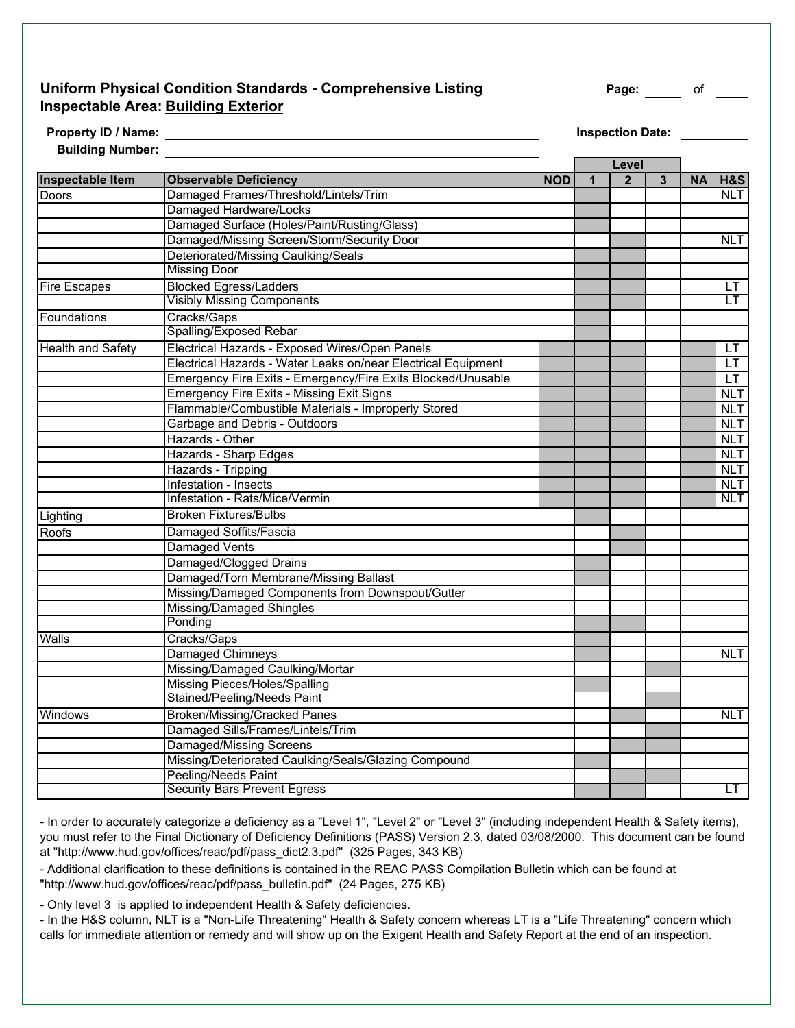**Uniform Physical Condition Standards - Comprehensive Listing**
**Inspectable Area: Building Exterior**

Page: ____ of ____

**Property ID / Name:** ______________________ **Inspection Date:** __________

**Building Number:** ______________________

| Inspectable Item | Observable Deficiency | NOD | Level 1 | Level 2 | Level 3 | NA | H&S |
|---|---|---|---|---|---|---|---|
| Doors | Damaged Frames/Threshold/Lintels/Trim | | | | | | NLT |
| | Damaged Hardware/Locks | | | | | | |
| | Damaged Surface (Holes/Paint/Rusting/Glass) | | | | | | |
| | Damaged/Missing Screen/Storm/Security Door | | | | | | NLT |
| | Deteriorated/Missing Caulking/Seals | | | | | | |
| | Missing Door | | | | | | |
| Fire Escapes | Blocked Egress/Ladders | | | | | | LT |
| | Visibly Missing Components | | | | | | LT |
| Foundations | Cracks/Gaps | | | | | | |
| | Spalling/Exposed Rebar | | | | | | |
| Health and Safety | Electrical Hazards - Exposed Wires/Open Panels | | | | | | LT |
| | Electrical Hazards - Water Leaks on/near Electrical Equipment | | | | | | LT |
| | Emergency Fire Exits - Emergency/Fire Exits Blocked/Unusable | | | | | | LT |
| | Emergency Fire Exits - Missing Exit Signs | | | | | | NLT |
| | Flammable/Combustible Materials - Improperly Stored | | | | | | NLT |
| | Garbage and Debris - Outdoors | | | | | | NLT |
| | Hazards - Other | | | | | | NLT |
| | Hazards - Sharp Edges | | | | | | NLT |
| | Hazards - Tripping | | | | | | NLT |
| | Infestation - Insects | | | | | | NLT |
| | Infestation - Rats/Mice/Vermin | | | | | | NLT |
| Lighting | Broken Fixtures/Bulbs | | | | | | |
| Roofs | Damaged Soffits/Fascia | | | | | | |
| | Damaged Vents | | | | | | |
| | Damaged/Clogged Drains | | | | | | |
| | Damaged/Torn Membrane/Missing Ballast | | | | | | |
| | Missing/Damaged Components from Downspout/Gutter | | | | | | |
| | Missing/Damaged Shingles | | | | | | |
| | Ponding | | | | | | |
| Walls | Cracks/Gaps | | | | | | |
| | Damaged Chimneys | | | | | | NLT |
| | Missing/Damaged Caulking/Mortar | | | | | | |
| | Missing Pieces/Holes/Spalling | | | | | | |
| | Stained/Peeling/Needs Paint | | | | | | |
| Windows | Broken/Missing/Cracked Panes | | | | | | NLT |
| | Damaged Sills/Frames/Lintels/Trim | | | | | | |
| | Damaged/Missing Screens | | | | | | |
| | Missing/Deteriorated Caulking/Seals/Glazing Compound | | | | | | |
| | Peeling/Needs Paint | | | | | | |
| | Security Bars Prevent Egress | | | | | | LT |

- In order to accurately categorize a deficiency as a "Level 1", "Level 2" or "Level 3" (including independent Health & Safety items), you must refer to the Final Dictionary of Deficiency Definitions (PASS) Version 2.3, dated 03/08/2000. This document can be found at "http://www.hud.gov/offices/reac/pdf/pass_dict2.3.pdf" (325 Pages, 343 KB)
- Additional clarification to these definitions is contained in the REAC PASS Compilation Bulletin which can be found at "http://www.hud.gov/offices/reac/pdf/pass_bulletin.pdf" (24 Pages, 275 KB)
- Only level 3 is applied to independent Health & Safety deficiencies.
- In the H&S column, NLT is a "Non-Life Threatening" Health & Safety concern whereas LT is a "Life Threatening" concern which calls for immediate attention or remedy and will show up on the Exigent Health and Safety Report at the end of an inspection.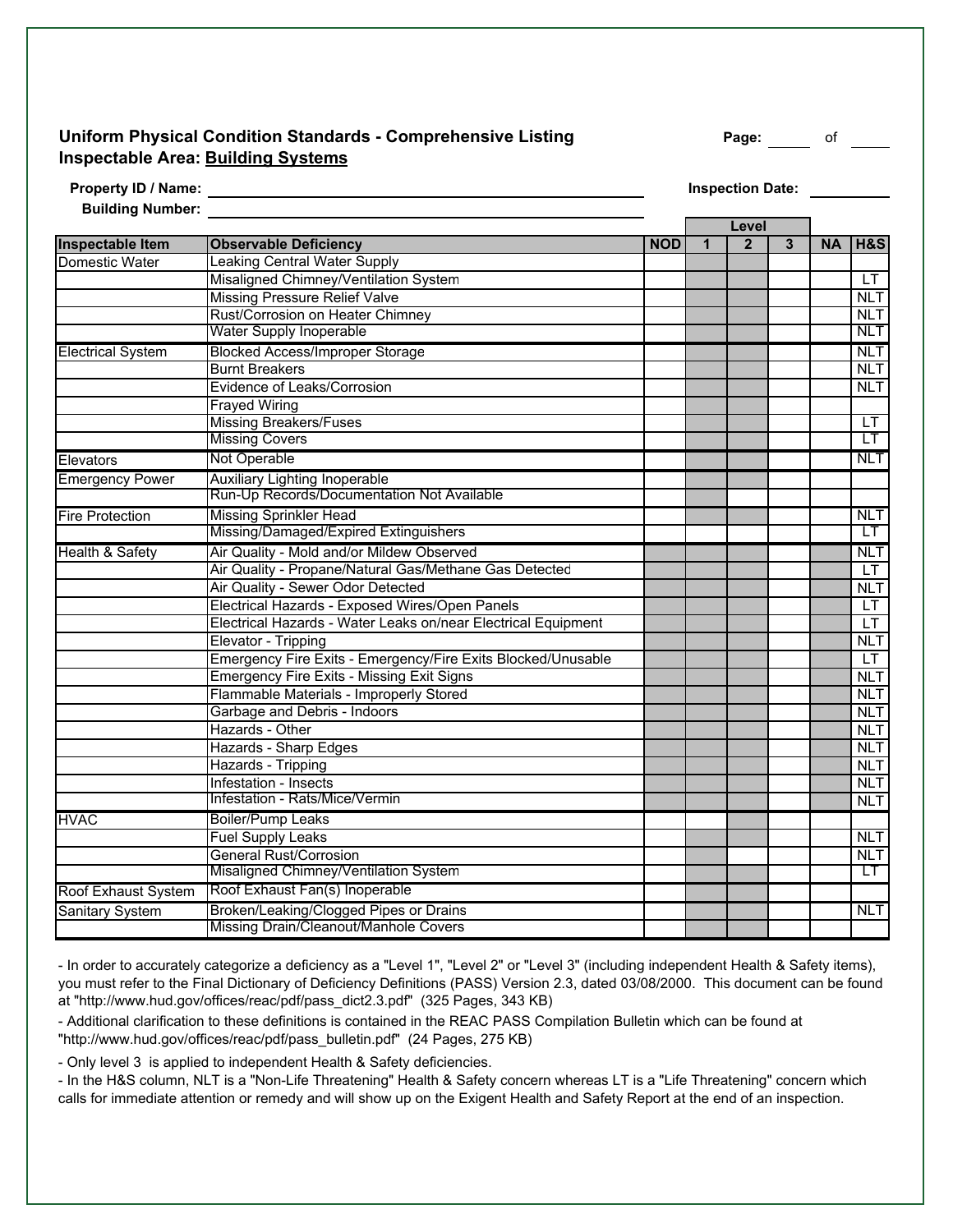**Uniform Physical Condition Standards - Comprehensive Listing**
**Inspectable Area: Building Systems**

Page: ____ of ____

**Property ID / Name:** ____________________ **Inspection Date:** ________

**Building Number:** ____________________

| Inspectable Item | Observable Deficiency | NOD | Level 1 | Level 2 | Level 3 | NA | H&S |
|---|---|---|---|---|---|---|---|
| Domestic Water | Leaking Central Water Supply | | | | | | |
| | Misaligned Chimney/Ventilation System | | | | | | LT |
| | Missing Pressure Relief Valve | | | | | | NLT |
| | Rust/Corrosion on Heater Chimney | | | | | | NLT |
| | Water Supply Inoperable | | | | | | NLT |
| Electrical System | Blocked Access/Improper Storage | | | | | | NLT |
| | Burnt Breakers | | | | | | NLT |
| | Evidence of Leaks/Corrosion | | | | | | NLT |
| | Frayed Wiring | | | | | | |
| | Missing Breakers/Fuses | | | | | | LT |
| | Missing Covers | | | | | | LT |
| Elevators | Not Operable | | | | | | NLT |
| Emergency Power | Auxiliary Lighting Inoperable | | | | | | |
| | Run-Up Records/Documentation Not Available | | | | | | |
| Fire Protection | Missing Sprinkler Head | | | | | | NLT |
| | Missing/Damaged/Expired Extinguishers | | | | | | LT |
| Health & Safety | Air Quality - Mold and/or Mildew Observed | | | | | | NLT |
| | Air Quality - Propane/Natural Gas/Methane Gas Detected | | | | | | LT |
| | Air Quality - Sewer Odor Detected | | | | | | NLT |
| | Electrical Hazards - Exposed Wires/Open Panels | | | | | | LT |
| | Electrical Hazards - Water Leaks on/near Electrical Equipment | | | | | | LT |
| | Elevator - Tripping | | | | | | NLT |
| | Emergency Fire Exits - Emergency/Fire Exits Blocked/Unusable | | | | | | LT |
| | Emergency Fire Exits - Missing Exit Signs | | | | | | NLT |
| | Flammable Materials - Improperly Stored | | | | | | NLT |
| | Garbage and Debris - Indoors | | | | | | NLT |
| | Hazards - Other | | | | | | NLT |
| | Hazards - Sharp Edges | | | | | | NLT |
| | Hazards - Tripping | | | | | | NLT |
| | Infestation - Insects | | | | | | NLT |
| | Infestation - Rats/Mice/Vermin | | | | | | NLT |
| HVAC | Boiler/Pump Leaks | | | | | | |
| | Fuel Supply Leaks | | | | | | NLT |
| | General Rust/Corrosion | | | | | | NLT |
| | Misaligned Chimney/Ventilation System | | | | | | LT |
| Roof Exhaust System | Roof Exhaust Fan(s) Inoperable | | | | | | |
| Sanitary System | Broken/Leaking/Clogged Pipes or Drains | | | | | | NLT |
| | Missing Drain/Cleanout/Manhole Covers | | | | | | |

- In order to accurately categorize a deficiency as a "Level 1", "Level 2" or "Level 3" (including independent Health & Safety items), you must refer to the Final Dictionary of Deficiency Definitions (PASS) Version 2.3, dated 03/08/2000. This document can be found at "http://www.hud.gov/offices/reac/pdf/pass_dict2.3.pdf" (325 Pages, 343 KB)
- Additional clarification to these definitions is contained in the REAC PASS Compilation Bulletin which can be found at "http://www.hud.gov/offices/reac/pdf/pass_bulletin.pdf" (24 Pages, 275 KB)
- Only level 3 is applied to independent Health & Safety deficiencies.
- In the H&S column, NLT is a "Non-Life Threatening" Health & Safety concern whereas LT is a "Life Threatening" concern which calls for immediate attention or remedy and will show up on the Exigent Health and Safety Report at the end of an inspection.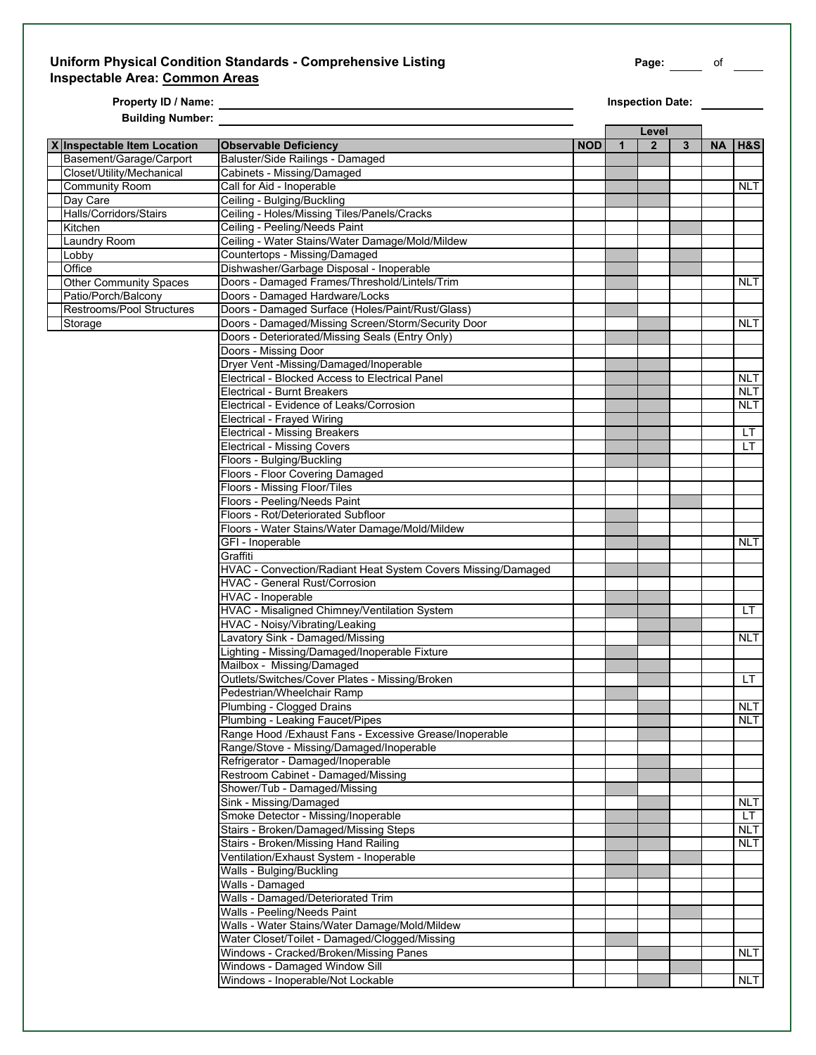**Uniform Physical Condition Standards - Comprehensive Listing**
**Inspectable Area: Common Areas**

Page: ____ of ____

**Property ID / Name:** ______________________ **Inspection Date:** __________

**Building Number:** ______________________

| X | Inspectable Item Location |
|---|---|
| | Basement/Garage/Carport |
| | Closet/Utility/Mechanical |
| | Community Room |
| | Day Care |
| | Halls/Corridors/Stairs |
| | Kitchen |
| | Laundry Room |
| | Lobby |
| | Office |
| | Other Community Spaces |
| | Patio/Porch/Balcony |
| | Restrooms/Pool Structures |
| | Storage |

| Observable Deficiency | NOD | Level 1 | Level 2 | Level 3 | NA | H&S |
|---|---|---|---|---|---|---|
| Baluster/Side Railings - Damaged | | | | | | |
| Cabinets - Missing/Damaged | | | | | | |
| Call for Aid - Inoperable | | | | | | NLT |
| Ceiling - Bulging/Buckling | | | | | | |
| Ceiling - Holes/Missing Tiles/Panels/Cracks | | | | | | |
| Ceiling - Peeling/Needs Paint | | | | | | |
| Ceiling - Water Stains/Water Damage/Mold/Mildew | | | | | | |
| Countertops - Missing/Damaged | | | | | | |
| Dishwasher/Garbage Disposal - Inoperable | | | | | | |
| Doors - Damaged Frames/Threshold/Lintels/Trim | | | | | | NLT |
| Doors - Damaged Hardware/Locks | | | | | | |
| Doors - Damaged Surface (Holes/Paint/Rust/Glass) | | | | | | |
| Doors - Damaged/Missing Screen/Storm/Security Door | | | | | | NLT |
| Doors - Deteriorated/Missing Seals (Entry Only) | | | | | | |
| Doors - Missing Door | | | | | | |
| Dryer Vent -Missing/Damaged/Inoperable | | | | | | |
| Electrical - Blocked Access to Electrical Panel | | | | | | NLT |
| Electrical - Burnt Breakers | | | | | | NLT |
| Electrical - Evidence of Leaks/Corrosion | | | | | | NLT |
| Electrical - Frayed Wiring | | | | | | |
| Electrical - Missing Breakers | | | | | | LT |
| Electrical - Missing Covers | | | | | | LT |
| Floors - Bulging/Buckling | | | | | | |
| Floors - Floor Covering Damaged | | | | | | |
| Floors - Missing Floor/Tiles | | | | | | |
| Floors - Peeling/Needs Paint | | | | | | |
| Floors - Rot/Deteriorated Subfloor | | | | | | |
| Floors - Water Stains/Water Damage/Mold/Mildew | | | | | | |
| GFI - Inoperable | | | | | | NLT |
| Graffiti | | | | | | |
| HVAC - Convection/Radiant Heat System Covers Missing/Damaged | | | | | | |
| HVAC - General Rust/Corrosion | | | | | | |
| HVAC - Inoperable | | | | | | |
| HVAC - Misaligned Chimney/Ventilation System | | | | | | LT |
| HVAC - Noisy/Vibrating/Leaking | | | | | | |
| Lavatory Sink - Damaged/Missing | | | | | | NLT |
| Lighting - Missing/Damaged/Inoperable Fixture | | | | | | |
| Mailbox - Missing/Damaged | | | | | | |
| Outlets/Switches/Cover Plates - Missing/Broken | | | | | | LT |
| Pedestrian/Wheelchair Ramp | | | | | | |
| Plumbing - Clogged Drains | | | | | | NLT |
| Plumbing - Leaking Faucet/Pipes | | | | | | NLT |
| Range Hood /Exhaust Fans - Excessive Grease/Inoperable | | | | | | |
| Range/Stove - Missing/Damaged/Inoperable | | | | | | |
| Refrigerator - Damaged/Inoperable | | | | | | |
| Restroom Cabinet - Damaged/Missing | | | | | | |
| Shower/Tub - Damaged/Missing | | | | | | |
| Sink - Missing/Damaged | | | | | | NLT |
| Smoke Detector - Missing/Inoperable | | | | | | LT |
| Stairs - Broken/Damaged/Missing Steps | | | | | | NLT |
| Stairs - Broken/Missing Hand Railing | | | | | | NLT |
| Ventilation/Exhaust System - Inoperable | | | | | | |
| Walls - Bulging/Buckling | | | | | | |
| Walls - Damaged | | | | | | |
| Walls - Damaged/Deteriorated Trim | | | | | | |
| Walls - Peeling/Needs Paint | | | | | | |
| Walls - Water Stains/Water Damage/Mold/Mildew | | | | | | |
| Water Closet/Toilet - Damaged/Clogged/Missing | | | | | | |
| Windows - Cracked/Broken/Missing Panes | | | | | | NLT |
| Windows - Damaged Window Sill | | | | | | |
| Windows - Inoperable/Not Lockable | | | | | | NLT |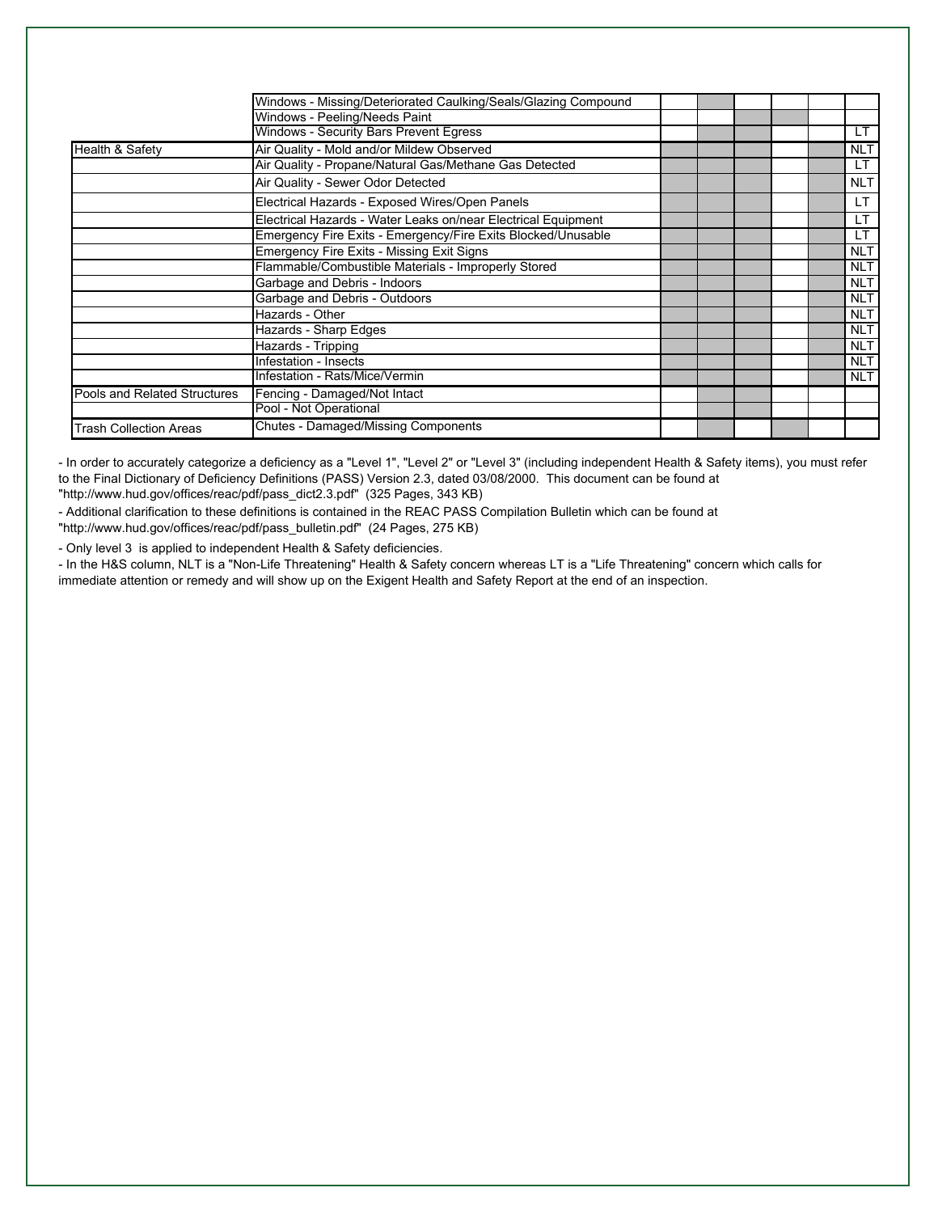| | | | | | | | |
|---|---|---|---|---|---|---|---|
| | Windows - Missing/Deteriorated Caulking/Seals/Glazing Compound | | | | | | |
| | Windows - Peeling/Needs Paint | | | | | | |
| | Windows - Security Bars Prevent Egress | | | | | | LT |
| Health & Safety | Air Quality - Mold and/or Mildew Observed | | | | | | NLT |
| | Air Quality - Propane/Natural Gas/Methane Gas Detected | | | | | | LT |
| | Air Quality - Sewer Odor Detected | | | | | | NLT |
| | Electrical Hazards - Exposed Wires/Open Panels | | | | | | LT |
| | Electrical Hazards - Water Leaks on/near Electrical Equipment | | | | | | LT |
| | Emergency Fire Exits - Emergency/Fire Exits Blocked/Unusable | | | | | | LT |
| | Emergency Fire Exits - Missing Exit Signs | | | | | | NLT |
| | Flammable/Combustible Materials - Improperly Stored | | | | | | NLT |
| | Garbage and Debris - Indoors | | | | | | NLT |
| | Garbage and Debris - Outdoors | | | | | | NLT |
| | Hazards - Other | | | | | | NLT |
| | Hazards - Sharp Edges | | | | | | NLT |
| | Hazards - Tripping | | | | | | NLT |
| | Infestation - Insects | | | | | | NLT |
| | Infestation - Rats/Mice/Vermin | | | | | | NLT |
| Pools and Related Structures | Fencing - Damaged/Not Intact | | | | | | |
| | Pool - Not Operational | | | | | | |
| Trash Collection Areas | Chutes - Damaged/Missing Components | | | | | | |

- In order to accurately categorize a deficiency as a "Level 1", "Level 2" or "Level 3" (including independent Health & Safety items), you must refer to the Final Dictionary of Deficiency Definitions (PASS) Version 2.3, dated 03/08/2000. This document can be found at "http://www.hud.gov/offices/reac/pdf/pass_dict2.3.pdf" (325 Pages, 343 KB)
- Additional clarification to these definitions is contained in the REAC PASS Compilation Bulletin which can be found at "http://www.hud.gov/offices/reac/pdf/pass_bulletin.pdf" (24 Pages, 275 KB)
- Only level 3 is applied to independent Health & Safety deficiencies.
- In the H&S column, NLT is a "Non-Life Threatening" Health & Safety concern whereas LT is a "Life Threatening" concern which calls for immediate attention or remedy and will show up on the Exigent Health and Safety Report at the end of an inspection.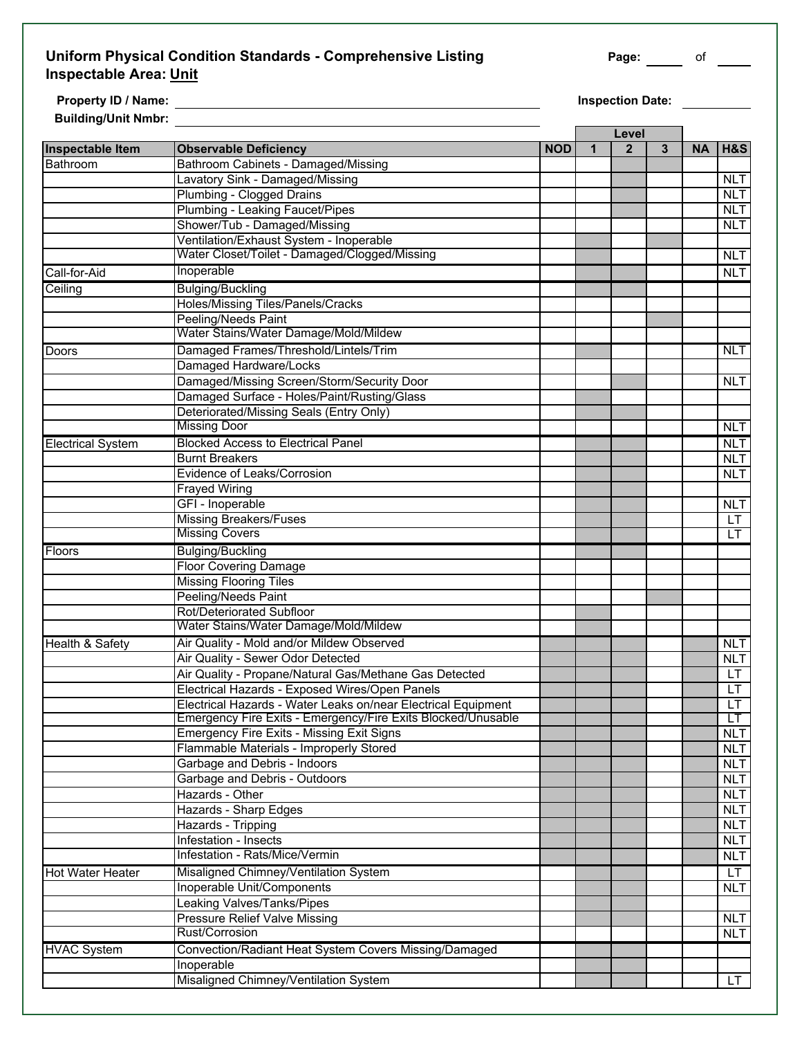**Uniform Physical Condition Standards - Comprehensive Listing**
**Inspectable Area: Unit**

Page: ____ of ____

**Property ID / Name:** ______________________ **Inspection Date:** __________

**Building/Unit Nmbr:** ______________________

| Inspectable Item | Observable Deficiency | NOD | Level 1 | Level 2 | Level 3 | NA | H&S |
|---|---|---|---|---|---|---|---|
| Bathroom | Bathroom Cabinets - Damaged/Missing | | | | | | |
| | Lavatory Sink - Damaged/Missing | | | | | | NLT |
| | Plumbing - Clogged Drains | | | | | | NLT |
| | Plumbing - Leaking Faucet/Pipes | | | | | | NLT |
| | Shower/Tub - Damaged/Missing | | | | | | NLT |
| | Ventilation/Exhaust System - Inoperable | | | | | | |
| | Water Closet/Toilet - Damaged/Clogged/Missing | | | | | | NLT |
| Call-for-Aid | Inoperable | | | | | | NLT |
| Ceiling | Bulging/Buckling | | | | | | |
| | Holes/Missing Tiles/Panels/Cracks | | | | | | |
| | Peeling/Needs Paint | | | | | | |
| | Water Stains/Water Damage/Mold/Mildew | | | | | | |
| Doors | Damaged Frames/Threshold/Lintels/Trim | | | | | | NLT |
| | Damaged Hardware/Locks | | | | | | |
| | Damaged/Missing Screen/Storm/Security Door | | | | | | NLT |
| | Damaged Surface - Holes/Paint/Rusting/Glass | | | | | | |
| | Deteriorated/Missing Seals (Entry Only) | | | | | | |
| | Missing Door | | | | | | NLT |
| Electrical System | Blocked Access to Electrical Panel | | | | | | NLT |
| | Burnt Breakers | | | | | | NLT |
| | Evidence of Leaks/Corrosion | | | | | | NLT |
| | Frayed Wiring | | | | | | |
| | GFI - Inoperable | | | | | | NLT |
| | Missing Breakers/Fuses | | | | | | LT |
| | Missing Covers | | | | | | LT |
| Floors | Bulging/Buckling | | | | | | |
| | Floor Covering Damage | | | | | | |
| | Missing Flooring Tiles | | | | | | |
| | Peeling/Needs Paint | | | | | | |
| | Rot/Deteriorated Subfloor | | | | | | |
| | Water Stains/Water Damage/Mold/Mildew | | | | | | |
| Health & Safety | Air Quality - Mold and/or Mildew Observed | | | | | | NLT |
| | Air Quality - Sewer Odor Detected | | | | | | NLT |
| | Air Quality - Propane/Natural Gas/Methane Gas Detected | | | | | | LT |
| | Electrical Hazards - Exposed Wires/Open Panels | | | | | | LT |
| | Electrical Hazards - Water Leaks on/near Electrical Equipment | | | | | | LT |
| | Emergency Fire Exits - Emergency/Fire Exits Blocked/Unusable | | | | | | LT |
| | Emergency Fire Exits - Missing Exit Signs | | | | | | NLT |
| | Flammable Materials - Improperly Stored | | | | | | NLT |
| | Garbage and Debris - Indoors | | | | | | NLT |
| | Garbage and Debris - Outdoors | | | | | | NLT |
| | Hazards - Other | | | | | | NLT |
| | Hazards - Sharp Edges | | | | | | NLT |
| | Hazards - Tripping | | | | | | NLT |
| | Infestation - Insects | | | | | | NLT |
| | Infestation - Rats/Mice/Vermin | | | | | | NLT |
| Hot Water Heater | Misaligned Chimney/Ventilation System | | | | | | LT |
| | Inoperable Unit/Components | | | | | | NLT |
| | Leaking Valves/Tanks/Pipes | | | | | | |
| | Pressure Relief Valve Missing | | | | | | NLT |
| | Rust/Corrosion | | | | | | NLT |
| HVAC System | Convection/Radiant Heat System Covers Missing/Damaged | | | | | | |
| | Inoperable | | | | | | |
| | Misaligned Chimney/Ventilation System | | | | | | LT |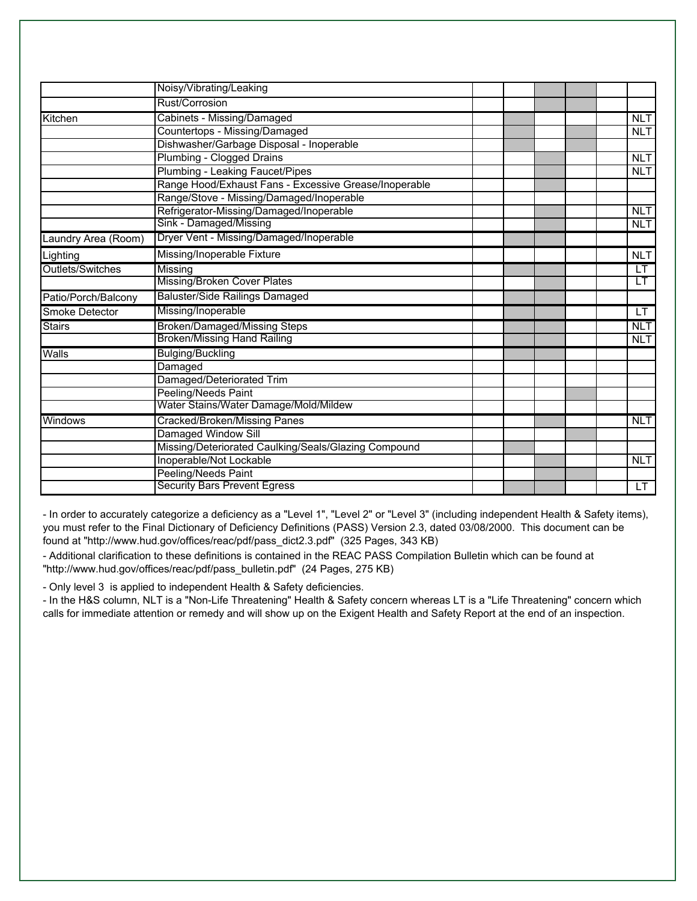| | | | | | | | |
|---|---|---|---|---|---|---|---|
| | Noisy/Vibrating/Leaking | | | | | | |
| | Rust/Corrosion | | | | | | |
| Kitchen | Cabinets - Missing/Damaged | | | | | | NLT |
| | Countertops - Missing/Damaged | | | | | | NLT |
| | Dishwasher/Garbage Disposal - Inoperable | | | | | | |
| | Plumbing - Clogged Drains | | | | | | NLT |
| | Plumbing - Leaking Faucet/Pipes | | | | | | NLT |
| | Range Hood/Exhaust Fans - Excessive Grease/Inoperable | | | | | | |
| | Range/Stove - Missing/Damaged/Inoperable | | | | | | |
| | Refrigerator-Missing/Damaged/Inoperable | | | | | | NLT |
| | Sink - Damaged/Missing | | | | | | NLT |
| Laundry Area (Room) | Dryer Vent - Missing/Damaged/Inoperable | | | | | | |
| Lighting | Missing/Inoperable Fixture | | | | | | NLT |
| Outlets/Switches | Missing | | | | | | LT |
| | Missing/Broken Cover Plates | | | | | | LT |
| Patio/Porch/Balcony | Baluster/Side Railings Damaged | | | | | | |
| Smoke Detector | Missing/Inoperable | | | | | | LT |
| Stairs | Broken/Damaged/Missing Steps | | | | | | NLT |
| | Broken/Missing Hand Railing | | | | | | NLT |
| Walls | Bulging/Buckling | | | | | | |
| | Damaged | | | | | | |
| | Damaged/Deteriorated Trim | | | | | | |
| | Peeling/Needs Paint | | | | | | |
| | Water Stains/Water Damage/Mold/Mildew | | | | | | |
| Windows | Cracked/Broken/Missing Panes | | | | | | NLT |
| | Damaged Window Sill | | | | | | |
| | Missing/Deteriorated Caulking/Seals/Glazing Compound | | | | | | |
| | Inoperable/Not Lockable | | | | | | NLT |
| | Peeling/Needs Paint | | | | | | |
| | Security Bars Prevent Egress | | | | | | LT |

- In order to accurately categorize a deficiency as a "Level 1", "Level 2" or "Level 3" (including independent Health & Safety items), you must refer to the Final Dictionary of Deficiency Definitions (PASS) Version 2.3, dated 03/08/2000. This document can be found at "http://www.hud.gov/offices/reac/pdf/pass_dict2.3.pdf" (325 Pages, 343 KB)
- Additional clarification to these definitions is contained in the REAC PASS Compilation Bulletin which can be found at "http://www.hud.gov/offices/reac/pdf/pass_bulletin.pdf" (24 Pages, 275 KB)
- Only level 3 is applied to independent Health & Safety deficiencies.
- In the H&S column, NLT is a "Non-Life Threatening" Health & Safety concern whereas LT is a "Life Threatening" concern which calls for immediate attention or remedy and will show up on the Exigent Health and Safety Report at the end of an inspection.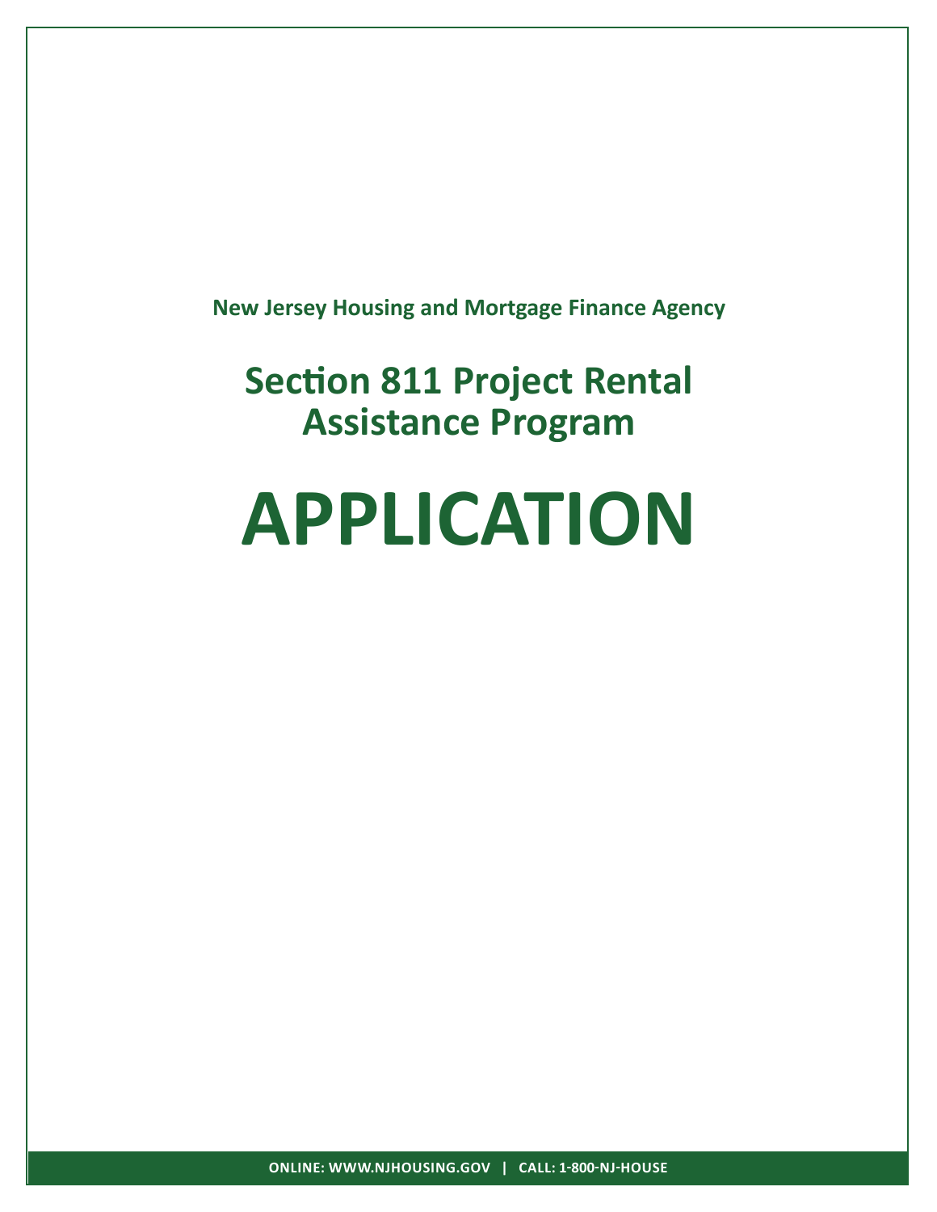**New Jersey Housing and Mortgage Finance Agency**

# Section 811 Project Rental Assistance Program

# APPLICATION

**ONLINE: WWW.NJHOUSING.GOV | CALL: 1-800-NJ-HOUSE**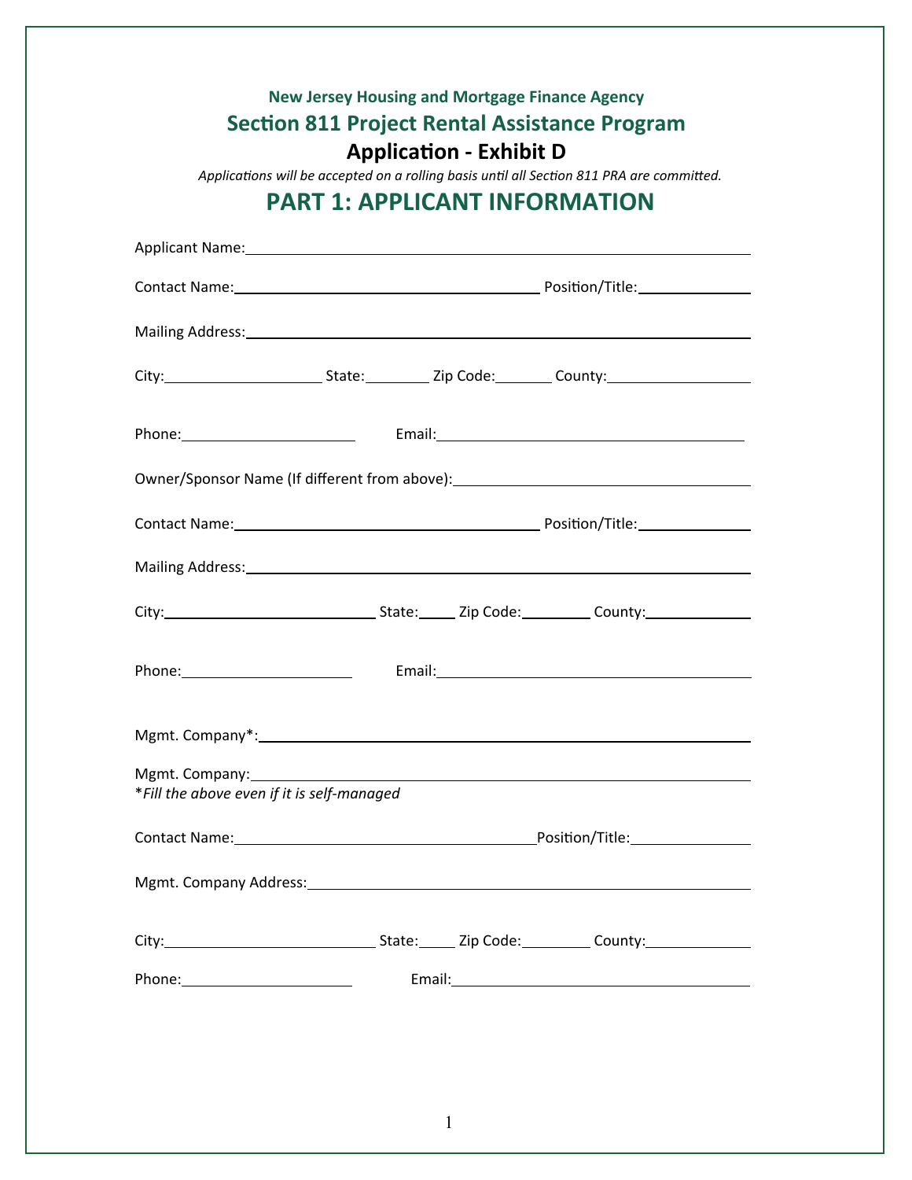**New Jersey Housing and Mortgage Finance Agency**

## Section 811 Project Rental Assistance Program

### Application - Exhibit D

*Applications will be accepted on a rolling basis until all Section 811 PRA are committed.*

# PART 1: APPLICANT INFORMATION

Applicant Name:\_\_\_\_\_\_\_\_\_\_\_\_\_\_\_\_\_\_\_\_\_\_\_\_\_\_\_\_\_\_\_\_\_\_\_\_\_\_\_\_\_\_\_\_

Contact Name:\_\_\_\_\_\_\_\_\_\_\_\_\_\_\_\_\_\_\_\_\_\_\_\_\_\_\_\_ Position/Title:\_\_\_\_\_\_\_\_\_\_

Mailing Address:\_\_\_\_\_\_\_\_\_\_\_\_\_\_\_\_\_\_\_\_\_\_\_\_\_\_\_\_\_\_\_\_\_\_\_\_\_\_\_\_\_\_\_\_

City:\_\_\_\_\_\_\_\_\_\_\_\_\_\_ State:\_\_\_\_\_\_ Zip Code:\_\_\_\_\_ County:\_\_\_\_\_\_\_\_\_\_\_\_

Phone:\_\_\_\_\_\_\_\_\_\_\_\_\_\_\_ Email:\_\_\_\_\_\_\_\_\_\_\_\_\_\_\_\_\_\_\_\_\_\_\_\_\_\_\_\_

Owner/Sponsor Name (If different from above):\_\_\_\_\_\_\_\_\_\_\_\_\_\_\_\_\_\_\_\_\_\_\_\_\_\_

Contact Name:\_\_\_\_\_\_\_\_\_\_\_\_\_\_\_\_\_\_\_\_\_\_\_\_\_\_\_\_ Position/Title:\_\_\_\_\_\_\_\_\_\_

Mailing Address:\_\_\_\_\_\_\_\_\_\_\_\_\_\_\_\_\_\_\_\_\_\_\_\_\_\_\_\_\_\_\_\_\_\_\_\_\_\_\_\_\_\_\_\_

City:\_\_\_\_\_\_\_\_\_\_\_\_\_\_\_\_\_\_\_ State:\_\_\_ Zip Code:\_\_\_\_\_\_ County:\_\_\_\_\_\_\_\_\_\_

Phone:\_\_\_\_\_\_\_\_\_\_\_\_\_\_\_ Email:\_\_\_\_\_\_\_\_\_\_\_\_\_\_\_\_\_\_\_\_\_\_\_\_\_\_\_\_

Mgmt. Company*:\_\_\_\_\_\_\_\_\_\_\_\_\_\_\_\_\_\_\_\_\_\_\_\_\_\_\_\_\_\_\_\_\_\_\_\_\_\_\_\_\_\_\_

Mgmt. Company:\_\_\_\_\_\_\_\_\_\_\_\_\_\_\_\_\_\_\_\_\_\_\_\_\_\_\_\_\_\_\_\_\_\_\_\_\_\_\_\_\_\_\_

*\*Fill the above even if it is self-managed*

Contact Name:\_\_\_\_\_\_\_\_\_\_\_\_\_\_\_\_\_\_\_\_\_\_\_\_\_\_\_\_ Position/Title:\_\_\_\_\_\_\_\_\_\_

Mgmt. Company Address:\_\_\_\_\_\_\_\_\_\_\_\_\_\_\_\_\_\_\_\_\_\_\_\_\_\_\_\_\_\_\_\_\_\_\_\_\_\_

City:\_\_\_\_\_\_\_\_\_\_\_\_\_\_\_\_\_\_\_ State:\_\_\_ Zip Code:\_\_\_\_\_\_ County:\_\_\_\_\_\_\_\_\_\_

Phone:\_\_\_\_\_\_\_\_\_\_\_\_\_\_\_ Email:\_\_\_\_\_\_\_\_\_\_\_\_\_\_\_\_\_\_\_\_\_\_\_\_\_\_\_\_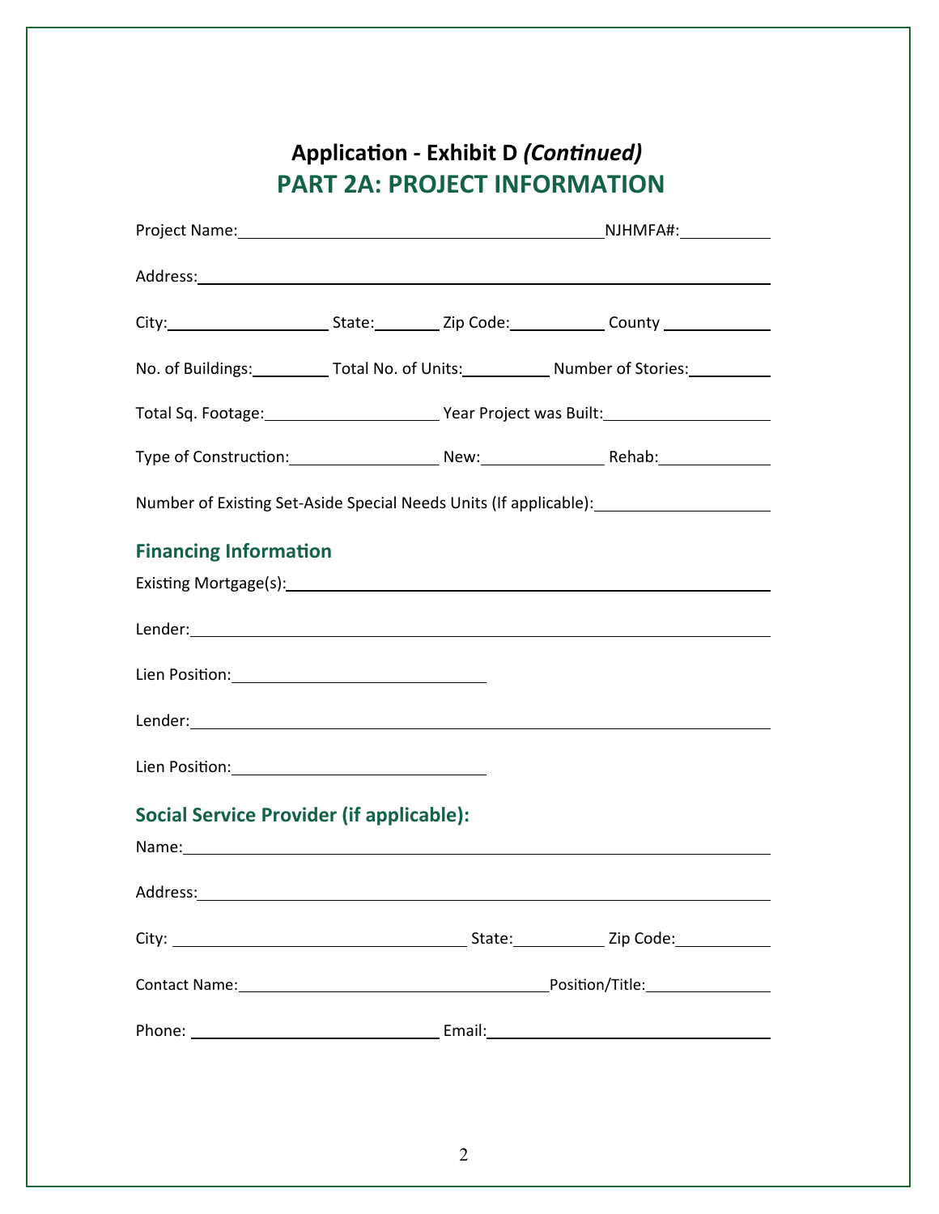**Application - Exhibit D *(Continued)***

## PART 2A: PROJECT INFORMATION

Project Name:\_\_\_\_\_\_\_\_\_\_\_\_\_\_\_\_\_\_\_\_\_\_\_\_\_\_\_\_\_\_ NJHMFA#:\_\_\_\_\_\_\_\_

Address:\_\_\_\_\_\_\_\_\_\_\_\_\_\_\_\_\_\_\_\_\_\_\_\_\_\_\_\_\_\_\_\_\_\_\_\_\_\_\_\_\_\_

City:\_\_\_\_\_\_\_\_\_\_\_\_ State:\_\_\_\_\_ Zip Code:\_\_\_\_\_\_\_ County \_\_\_\_\_\_\_\_

No. of Buildings:\_\_\_\_\_\_ Total No. of Units:\_\_\_\_\_\_ Number of Stories:\_\_\_\_\_\_

Total Sq. Footage:\_\_\_\_\_\_\_\_\_\_\_\_ Year Project was Built:\_\_\_\_\_\_\_\_\_\_\_\_

Type of Construction:\_\_\_\_\_\_\_\_\_\_\_ New:\_\_\_\_\_\_\_\_ Rehab:\_\_\_\_\_\_\_\_

Number of Existing Set-Aside Special Needs Units (If applicable):\_\_\_\_\_\_\_\_\_\_\_\_

### Financing Information

Existing Mortgage(s):\_\_\_\_\_\_\_\_\_\_\_\_\_\_\_\_\_\_\_\_\_\_\_\_\_\_\_\_\_\_\_\_\_\_\_\_

Lender:\_\_\_\_\_\_\_\_\_\_\_\_\_\_\_\_\_\_\_\_\_\_\_\_\_\_\_\_\_\_\_\_\_\_\_\_\_\_\_\_\_\_

Lien Position:\_\_\_\_\_\_\_\_\_\_\_\_\_\_\_\_\_\_\_\_

Lender:\_\_\_\_\_\_\_\_\_\_\_\_\_\_\_\_\_\_\_\_\_\_\_\_\_\_\_\_\_\_\_\_\_\_\_\_\_\_\_\_\_\_

Lien Position:\_\_\_\_\_\_\_\_\_\_\_\_\_\_\_\_\_\_\_\_

### Social Service Provider (if applicable):

Name:\_\_\_\_\_\_\_\_\_\_\_\_\_\_\_\_\_\_\_\_\_\_\_\_\_\_\_\_\_\_\_\_\_\_\_\_\_\_\_\_\_\_

Address:\_\_\_\_\_\_\_\_\_\_\_\_\_\_\_\_\_\_\_\_\_\_\_\_\_\_\_\_\_\_\_\_\_\_\_\_\_\_\_\_\_\_

City: \_\_\_\_\_\_\_\_\_\_\_\_\_\_\_\_\_\_\_\_\_\_\_ State:\_\_\_\_\_\_\_ Zip Code:\_\_\_\_\_\_\_

Contact Name:\_\_\_\_\_\_\_\_\_\_\_\_\_\_\_\_\_\_\_\_\_\_\_\_ Position/Title:\_\_\_\_\_\_\_\_\_

Phone: \_\_\_\_\_\_\_\_\_\_\_\_\_\_\_\_\_\_\_\_ Email:\_\_\_\_\_\_\_\_\_\_\_\_\_\_\_\_\_\_\_\_\_\_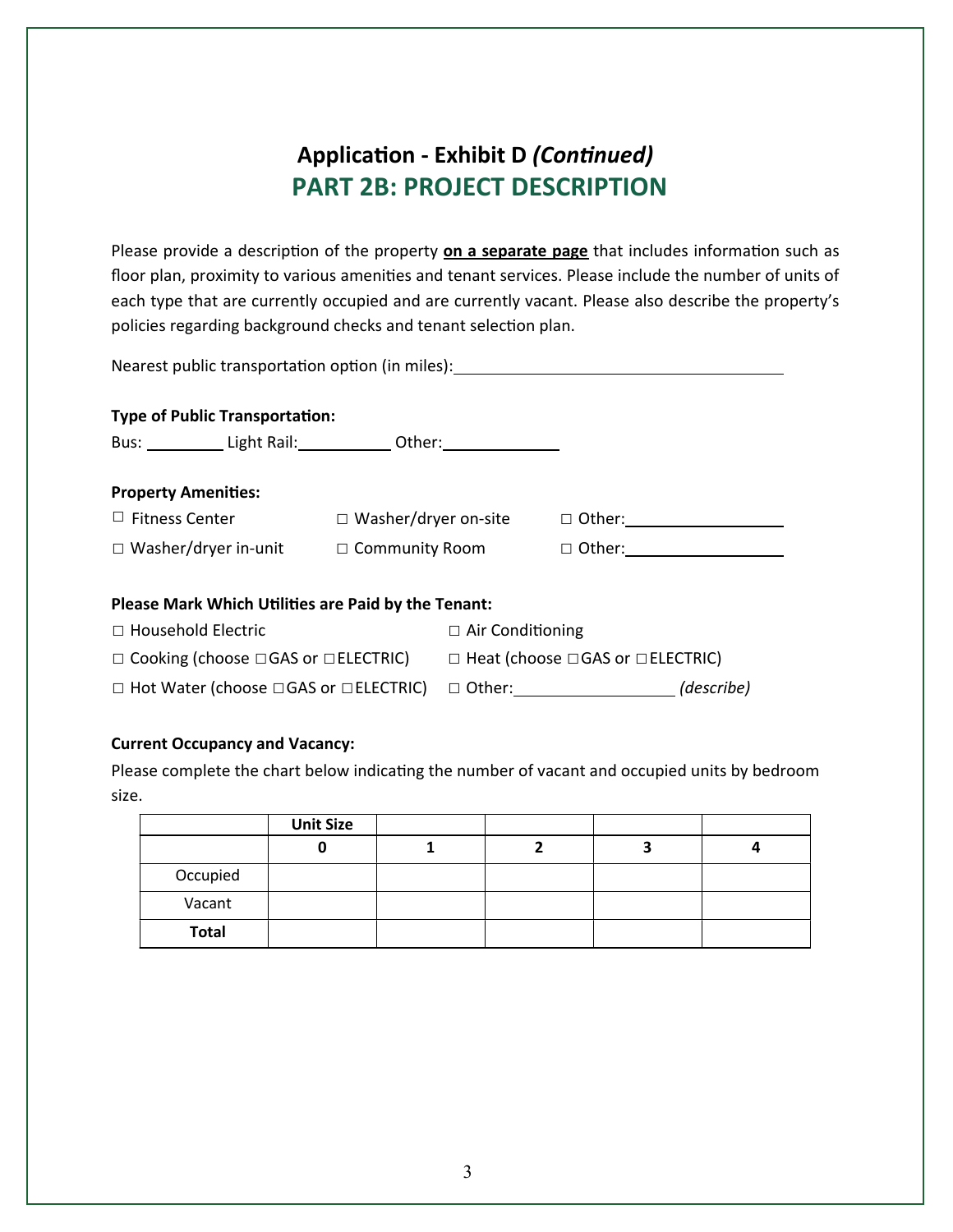# Application - Exhibit D *(Continued)*

## PART 2B: PROJECT DESCRIPTION

Please provide a description of the property **on a separate page** that includes information such as floor plan, proximity to various amenities and tenant services. Please include the number of units of each type that are currently occupied and are currently vacant. Please also describe the property's policies regarding background checks and tenant selection plan.

Nearest public transportation option (in miles): ____________________

**Type of Public Transportation:**

Bus: ________ Light Rail: ________ Other: ________

**Property Amenities:**

- ☐ Fitness Center
- ☐ Washer/dryer on-site
- ☐ Other: ____________
- ☐ Washer/dryer in-unit
- ☐ Community Room
- ☐ Other: ____________

**Please Mark Which Utilities are Paid by the Tenant:**

- ☐ Household Electric
- ☐ Air Conditioning
- ☐ Cooking (choose ☐GAS or ☐ELECTRIC)
- ☐ Heat (choose ☐GAS or ☐ELECTRIC)
- ☐ Hot Water (choose ☐GAS or ☐ELECTRIC)
- ☐ Other: ____________ *(describe)*

**Current Occupancy and Vacancy:**

Please complete the chart below indicating the number of vacant and occupied units by bedroom size.

| | **Unit Size** | | | | |
|---|---|---|---|---|---|
| | **0** | **1** | **2** | **3** | **4** |
| Occupied | | | | | |
| Vacant | | | | | |
| **Total** | | | | | |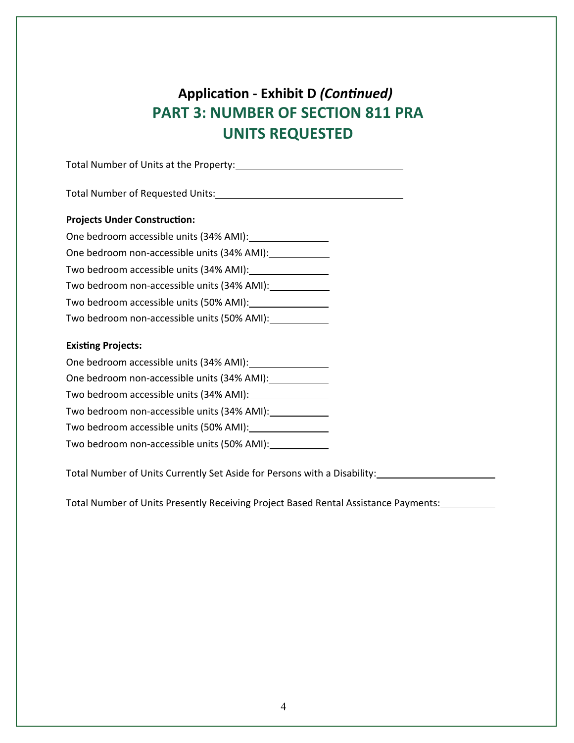## Application - Exhibit D *(Continued)*

# PART 3: NUMBER OF SECTION 811 PRA UNITS REQUESTED

Total Number of Units at the Property:\_\_\_\_\_\_\_\_\_\_\_\_\_\_\_\_\_\_\_\_\_\_\_\_\_\_\_\_\_\_

Total Number of Requested Units:\_\_\_\_\_\_\_\_\_\_\_\_\_\_\_\_\_\_\_\_\_\_\_\_\_\_\_\_\_\_\_\_\_

**Projects Under Construction:**

One bedroom accessible units (34% AMI):\_\_\_\_\_\_\_\_\_\_\_\_\_

One bedroom non-accessible units (34% AMI):\_\_\_\_\_\_\_\_\_\_

Two bedroom accessible units (34% AMI):\_\_\_\_\_\_\_\_\_\_\_\_\_

Two bedroom non-accessible units (34% AMI):\_\_\_\_\_\_\_\_\_\_

Two bedroom accessible units (50% AMI):\_\_\_\_\_\_\_\_\_\_\_\_\_

Two bedroom non-accessible units (50% AMI):\_\_\_\_\_\_\_\_\_\_

**Existing Projects:**

One bedroom accessible units (34% AMI):\_\_\_\_\_\_\_\_\_\_\_\_\_

One bedroom non-accessible units (34% AMI):\_\_\_\_\_\_\_\_\_\_

Two bedroom accessible units (34% AMI):\_\_\_\_\_\_\_\_\_\_\_\_\_

Two bedroom non-accessible units (34% AMI):\_\_\_\_\_\_\_\_\_\_

Two bedroom accessible units (50% AMI):\_\_\_\_\_\_\_\_\_\_\_\_\_

Two bedroom non-accessible units (50% AMI):\_\_\_\_\_\_\_\_\_\_

Total Number of Units Currently Set Aside for Persons with a Disability:\_\_\_\_\_\_\_\_\_\_\_\_\_\_\_\_\_\_\_\_

Total Number of Units Presently Receiving Project Based Rental Assistance Payments:\_\_\_\_\_\_\_\_\_\_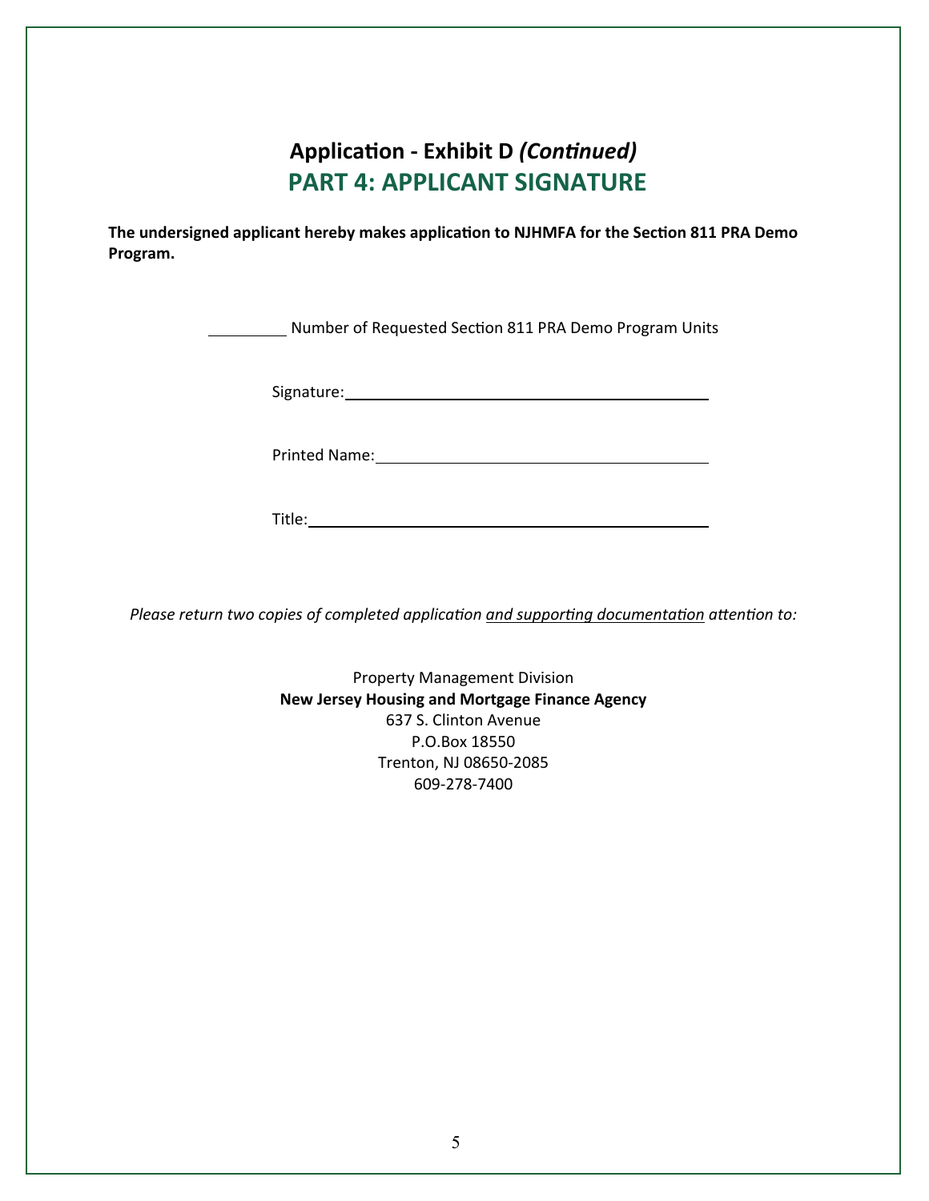## Application - Exhibit D *(Continued)*

## PART 4: APPLICANT SIGNATURE

**The undersigned applicant hereby makes application to NJHMFA for the Section 811 PRA Demo Program.**

\_\_\_\_\_\_\_\_\_\_ Number of Requested Section 811 PRA Demo Program Units

Signature:\_\_\_\_\_\_\_\_\_\_\_\_\_\_\_\_\_\_\_\_\_\_\_\_\_\_\_\_\_\_\_\_\_\_\_\_\_\_\_\_

Printed Name:\_\_\_\_\_\_\_\_\_\_\_\_\_\_\_\_\_\_\_\_\_\_\_\_\_\_\_\_\_\_\_\_\_\_\_\_\_\_

Title:\_\_\_\_\_\_\_\_\_\_\_\_\_\_\_\_\_\_\_\_\_\_\_\_\_\_\_\_\_\_\_\_\_\_\_\_\_\_\_\_\_\_\_\_

*Please return two copies of completed application <u>and supporting documentation</u> attention to:*

Property Management Division
**New Jersey Housing and Mortgage Finance Agency**
637 S. Clinton Avenue
P.O.Box 18550
Trenton, NJ 08650-2085
609-278-7400